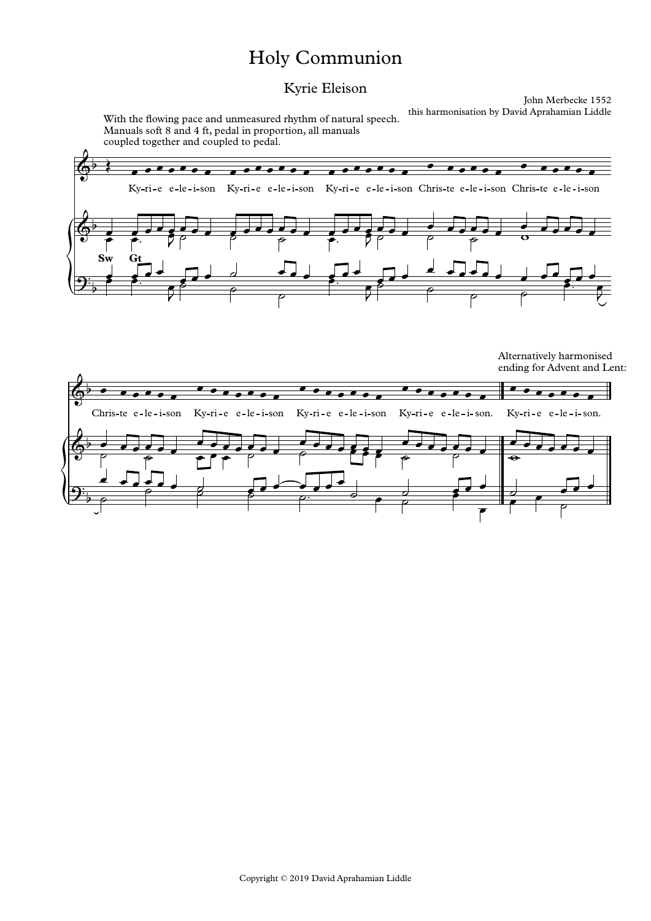# Holy Communion

## Kyrie Eleison

John Merbecke 1552

this harmonisation by David Aprahamian Liddle

With the flowing pace and unmeasured rhythm of natural speech.
Manuals soft 8 and 4 ft, pedal in proportion, all manuals coupled together and coupled to pedal.

Ky-ri-e e-le-i-son Ky-ri-e e-le-i-son Ky-ri-e e-le-i-son Chris-te e-le-i-son Chris-te e-le-i-son

**Sw** **Gt**

Chris-te e-le-i-son Ky-ri-e e-le-i-son Ky-ri-e e-le-i-son Ky-ri-e e-le-i-son.

Alternatively harmonised ending for Advent and Lent:

Ky-ri-e e-le-i-son.

Copyright © 2019 David Aprahamian Liddle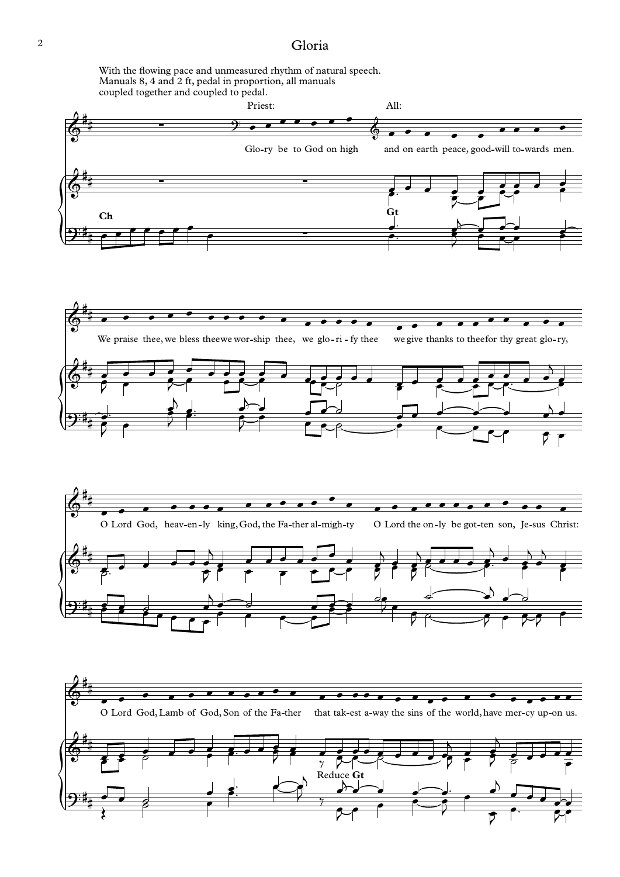# Gloria

With the flowing pace and unmeasured rhythm of natural speech.
Manuals 8, 4 and 2 ft, pedal in proportion, all manuals coupled together and coupled to pedal.

Priest: Glo-ry be to God on high

All: and on earth peace, good-will to-wards men.

We praise thee, we bless thee we wor-ship thee, we glo-ri-fy thee we give thanks to thee for thy great glo-ry,

O Lord God, heav-en-ly king, God, the Fa-ther al-migh-ty O Lord the on-ly be got-ten son, Je-sus Christ:

O Lord God, Lamb of God, Son of the Fa-ther that tak-est a-way the sins of the world, have mer-cy up-on us.

Ch

Gt

Reduce **Gt**